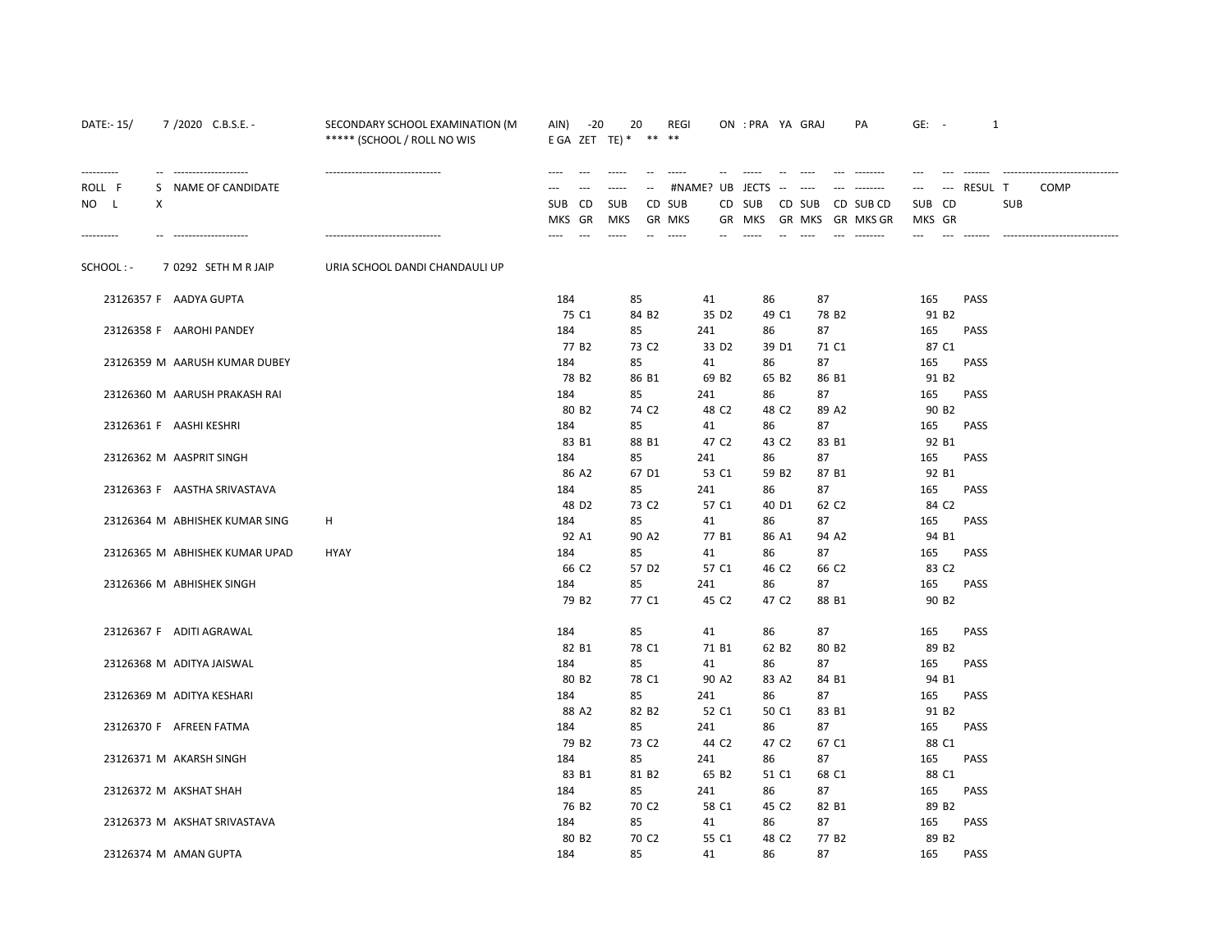DATE:- 15/ 7 /2020 C.B.S.E. - SECONDARY SCHOOL EXAMINATION (M AIN) -20 20 REGI ON : PRA YA GRAJ PA GE: - 1

***** (SCHOOL / ROLL NO WIS E GA ZET TE) * ** **

| ROLL NO | F L | S X | NAME OF CANDIDATE | SUB MKS | CD GR | SUB MKS | CD GR | SUB MKS | CD GR | SUB MKS | CD GR | SUB MKS | CD GR | SUB MKS | CD GR | RESULT | COMP SUB |
|---|---|---|---|---|---|---|---|---|---|---|---|---|---|---|---|---|---|

SCHOOL : - 7 0292 SETH M R JAIPURIA SCHOOL DANDI CHANDAULI UP

| ROLL NO | S X | NAME OF CANDIDATE | SUB | | SUB | | SUB | | SUB | | SUB | | SUB | | RESULT |
|---|---|---|---|---|---|---|---|---|---|---|---|---|---|---|---|
| 23126357 | F | AADYA GUPTA | 184 | | 85 | | 41 | | 86 | | 87 | | 165 | | PASS |
| | | | 75 | C1 | 84 | B2 | 35 | D2 | 49 | C1 | 78 | B2 | 91 | B2 | |
| 23126358 | F | AAROHI PANDEY | 184 | | 85 | | 241 | | 86 | | 87 | | 165 | | PASS |
| | | | 77 | B2 | 73 | C2 | 33 | D2 | 39 | D1 | 71 | C1 | 87 | C1 | |
| 23126359 | M | AARUSH KUMAR DUBEY | 184 | | 85 | | 41 | | 86 | | 87 | | 165 | | PASS |
| | | | 78 | B2 | 86 | B1 | 69 | B2 | 65 | B2 | 86 | B1 | 91 | B2 | |
| 23126360 | M | AARUSH PRAKASH RAI | 184 | | 85 | | 241 | | 86 | | 87 | | 165 | | PASS |
| | | | 80 | B2 | 74 | C2 | 48 | C2 | 48 | C2 | 89 | A2 | 90 | B2 | |
| 23126361 | F | AASHI KESHRI | 184 | | 85 | | 41 | | 86 | | 87 | | 165 | | PASS |
| | | | 83 | B1 | 88 | B1 | 47 | C2 | 43 | C2 | 83 | B1 | 92 | B1 | |
| 23126362 | M | AASPRIT SINGH | 184 | | 85 | | 241 | | 86 | | 87 | | 165 | | PASS |
| | | | 86 | A2 | 67 | D1 | 53 | C1 | 59 | B2 | 87 | B1 | 92 | B1 | |
| 23126363 | F | AASTHA SRIVASTAVA | 184 | | 85 | | 241 | | 86 | | 87 | | 165 | | PASS |
| | | | 48 | D2 | 73 | C2 | 57 | C1 | 40 | D1 | 62 | C2 | 84 | C2 | |
| 23126364 | M | ABHISHEK KUMAR SINGH | 184 | | 85 | | 41 | | 86 | | 87 | | 165 | | PASS |
| | | | 92 | A1 | 90 | A2 | 77 | B1 | 86 | A1 | 94 | A2 | 94 | B1 | |
| 23126365 | M | ABHISHEK KUMAR UPADHYAY | 184 | | 85 | | 41 | | 86 | | 87 | | 165 | | PASS |
| | | | 66 | C2 | 57 | D2 | 57 | C1 | 46 | C2 | 66 | C2 | 83 | C2 | |
| 23126366 | M | ABHISHEK SINGH | 184 | | 85 | | 241 | | 86 | | 87 | | 165 | | PASS |
| | | | 79 | B2 | 77 | C1 | 45 | C2 | 47 | C2 | 88 | B1 | 90 | B2 | |
| 23126367 | F | ADITI AGRAWAL | 184 | | 85 | | 41 | | 86 | | 87 | | 165 | | PASS |
| | | | 82 | B1 | 78 | C1 | 71 | B1 | 62 | B2 | 80 | B2 | 89 | B2 | |
| 23126368 | M | ADITYA JAISWAL | 184 | | 85 | | 41 | | 86 | | 87 | | 165 | | PASS |
| | | | 80 | B2 | 78 | C1 | 90 | A2 | 83 | A2 | 84 | B1 | 94 | B1 | |
| 23126369 | M | ADITYA KESHARI | 184 | | 85 | | 241 | | 86 | | 87 | | 165 | | PASS |
| | | | 88 | A2 | 82 | B2 | 52 | C1 | 50 | C1 | 83 | B1 | 91 | B2 | |
| 23126370 | F | AFREEN FATMA | 184 | | 85 | | 241 | | 86 | | 87 | | 165 | | PASS |
| | | | 79 | B2 | 73 | C2 | 44 | C2 | 47 | C2 | 67 | C1 | 88 | C1 | |
| 23126371 | M | AKARSH SINGH | 184 | | 85 | | 241 | | 86 | | 87 | | 165 | | PASS |
| | | | 83 | B1 | 81 | B2 | 65 | B2 | 51 | C1 | 68 | C1 | 88 | C1 | |
| 23126372 | M | AKSHAT SHAH | 184 | | 85 | | 241 | | 86 | | 87 | | 165 | | PASS |
| | | | 76 | B2 | 70 | C2 | 58 | C1 | 45 | C2 | 82 | B1 | 89 | B2 | |
| 23126373 | M | AKSHAT SRIVASTAVA | 184 | | 85 | | 41 | | 86 | | 87 | | 165 | | PASS |
| | | | 80 | B2 | 70 | C2 | 55 | C1 | 48 | C2 | 77 | B2 | 89 | B2 | |
| 23126374 | M | AMAN GUPTA | 184 | | 85 | | 41 | | 86 | | 87 | | 165 | | PASS |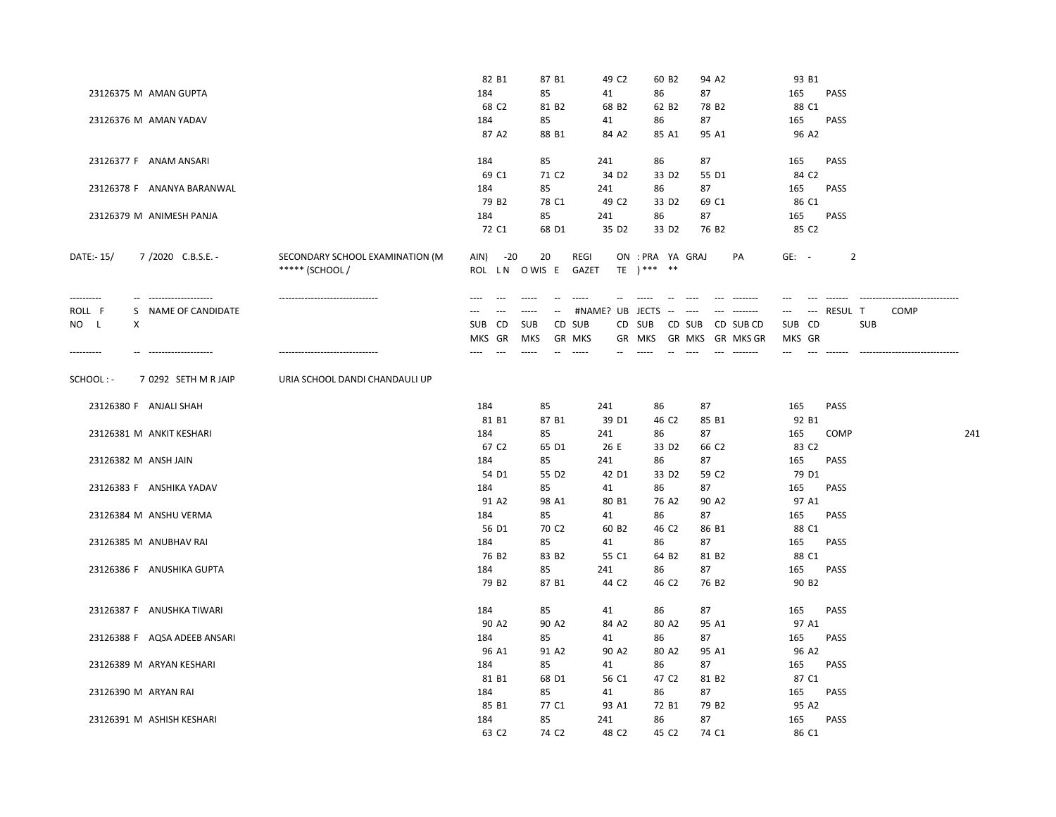| ROLL NO | S X | NAME OF CANDIDATE | SUB | SUB | SUB | SUB | SUB | SUB | RESULT | COMP SUB |
|---|---|---|---|---|---|---|---|---|---|---|
| | | | 82 B1 | 87 B1 | 49 C2 | 60 B2 | 94 A2 | 93 B1 | | |
| 23126375 | M | AMAN GUPTA | 184 | 85 | 41 | 86 | 87 | 165 | PASS | |
| | | | 68 C2 | 81 B2 | 68 B2 | 62 B2 | 78 B2 | 88 C1 | | |
| 23126376 | M | AMAN YADAV | 184 | 85 | 41 | 86 | 87 | 165 | PASS | |
| | | | 87 A2 | 88 B1 | 84 A2 | 85 A1 | 95 A1 | 96 A2 | | |
| 23126377 | F | ANAM ANSARI | 184 | 85 | 241 | 86 | 87 | 165 | PASS | |
| | | | 69 C1 | 71 C2 | 34 D2 | 33 D2 | 55 D1 | 84 C2 | | |
| 23126378 | F | ANANYA BARANWAL | 184 | 85 | 241 | 86 | 87 | 165 | PASS | |
| | | | 79 B2 | 78 C1 | 49 C2 | 33 D2 | 69 C1 | 86 C1 | | |
| 23126379 | M | ANIMESH PANJA | 184 | 85 | 241 | 86 | 87 | 165 | PASS | |
| | | | 72 C1 | 68 D1 | 35 D2 | 33 D2 | 76 B2 | 85 C2 | | |

DATE:- 15/ 7 /2020 C.B.S.E. - SECONDARY SCHOOL EXAMINATION (MAIN) -2020 REGION : PRAYAGRAJ PAGE: - 2
***** (SCHOOL / ROLL NO WISE GAZETTE) *****

SCHOOL : - 7 0292 SETH M R JAIPURIA SCHOOL DANDI CHANDAULI UP

| ROLL NO | S X | NAME OF CANDIDATE | SUB MKS CD GR | SUB MKS CD GR | SUB MKS CD GR | SUB MKS CD GR | SUB MKS CD GR | SUB MKS CD GR | RESULT | COMP SUB |
|---|---|---|---|---|---|---|---|---|---|---|
| 23126380 | F | ANJALI SHAH | 184 | 85 | 241 | 86 | 87 | 165 | PASS | |
| | | | 81 B1 | 87 B1 | 39 D1 | 46 C2 | 85 B1 | 92 B1 | | |
| 23126381 | M | ANKIT KESHARI | 184 | 85 | 241 | 86 | 87 | 165 | COMP | 241 |
| | | | 67 C2 | 65 D1 | 26 E | 33 D2 | 66 C2 | 83 C2 | | |
| 23126382 | M | ANSH JAIN | 184 | 85 | 241 | 86 | 87 | 165 | PASS | |
| | | | 54 D1 | 55 D2 | 42 D1 | 33 D2 | 59 C2 | 79 D1 | | |
| 23126383 | F | ANSHIKA YADAV | 184 | 85 | 41 | 86 | 87 | 165 | PASS | |
| | | | 91 A2 | 98 A1 | 80 B1 | 76 A2 | 90 A2 | 97 A1 | | |
| 23126384 | M | ANSHU VERMA | 184 | 85 | 41 | 86 | 87 | 165 | PASS | |
| | | | 56 D1 | 70 C2 | 60 B2 | 46 C2 | 86 B1 | 88 C1 | | |
| 23126385 | M | ANUBHAV RAI | 184 | 85 | 41 | 86 | 87 | 165 | PASS | |
| | | | 76 B2 | 83 B2 | 55 C1 | 64 B2 | 81 B2 | 88 C1 | | |
| 23126386 | F | ANUSHIKA GUPTA | 184 | 85 | 241 | 86 | 87 | 165 | PASS | |
| | | | 79 B2 | 87 B1 | 44 C2 | 46 C2 | 76 B2 | 90 B2 | | |
| 23126387 | F | ANUSHKA TIWARI | 184 | 85 | 41 | 86 | 87 | 165 | PASS | |
| | | | 90 A2 | 90 A2 | 84 A2 | 80 A2 | 95 A1 | 97 A1 | | |
| 23126388 | F | AQSA ADEEB ANSARI | 184 | 85 | 41 | 86 | 87 | 165 | PASS | |
| | | | 96 A1 | 91 A2 | 90 A2 | 80 A2 | 95 A1 | 96 A2 | | |
| 23126389 | M | ARYAN KESHARI | 184 | 85 | 41 | 86 | 87 | 165 | PASS | |
| | | | 81 B1 | 68 D1 | 56 C1 | 47 C2 | 81 B2 | 87 C1 | | |
| 23126390 | M | ARYAN RAI | 184 | 85 | 41 | 86 | 87 | 165 | PASS | |
| | | | 85 B1 | 77 C1 | 93 A1 | 72 B1 | 79 B2 | 95 A2 | | |
| 23126391 | M | ASHISH KESHARI | 184 | 85 | 241 | 86 | 87 | 165 | PASS | |
| | | | 63 C2 | 74 C2 | 48 C2 | 45 C2 | 74 C1 | 86 C1 | | |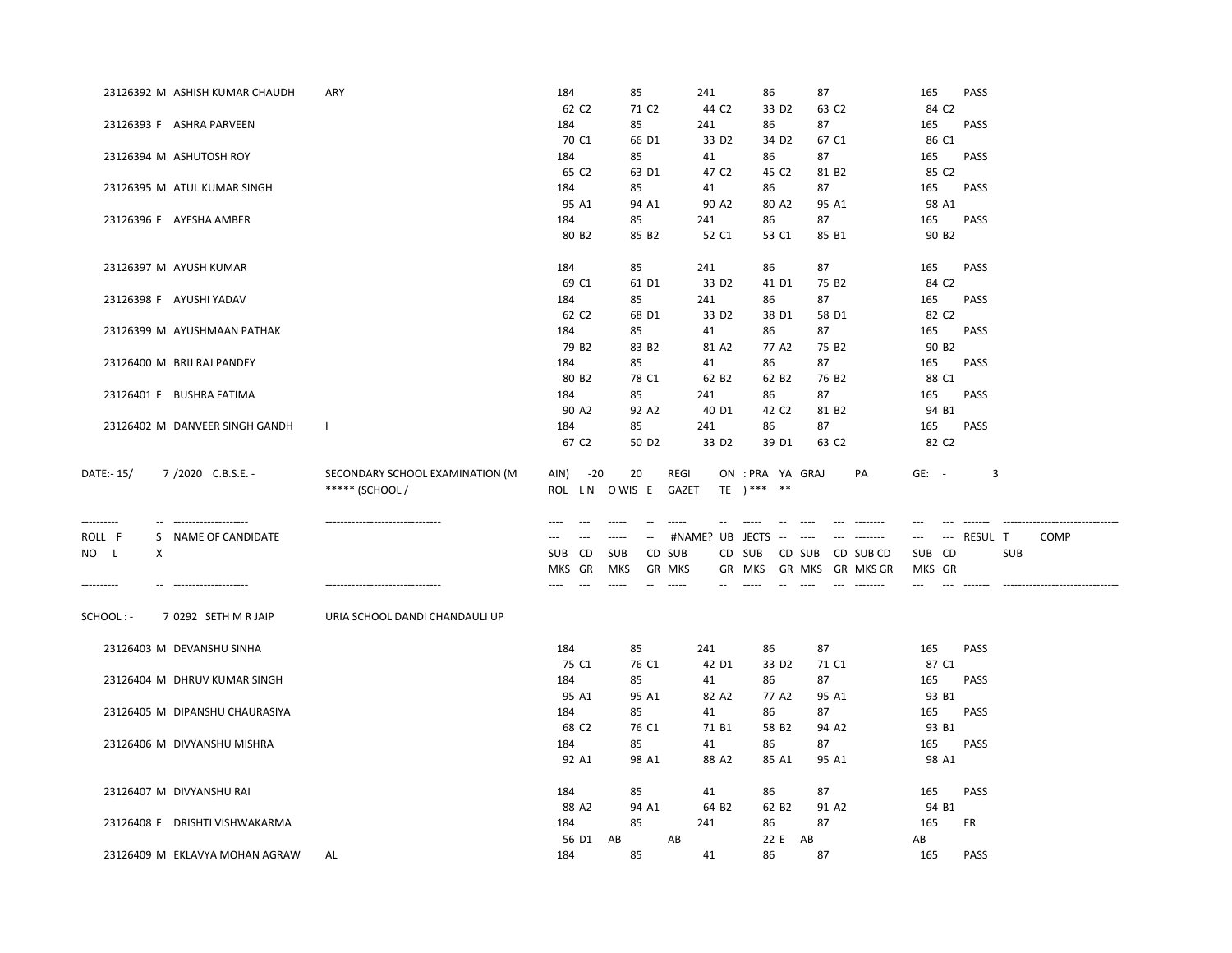| ROLL NO | S X | NAME OF CANDIDATE | | SUB MKS GR | SUB MKS GR | SUB MKS GR | SUB MKS GR | SUB MKS GR | SUB MKS GR | RESULT |
|---|---|---|---|---|---|---|---|---|---|---|
| 23126392 | M | ASHISH KUMAR CHAUDH | ARY | 184 | 85 | 241 | 86 | 87 | 165 | PASS |
| | | | | 62 C2 | 71 C2 | 44 C2 | 33 D2 | 63 C2 | 84 C2 | |
| 23126393 | F | ASHRA PARVEEN | | 184 | 85 | 241 | 86 | 87 | 165 | PASS |
| | | | | 70 C1 | 66 D1 | 33 D2 | 34 D2 | 67 C1 | 86 C1 | |
| 23126394 | M | ASHUTOSH ROY | | 184 | 85 | 41 | 86 | 87 | 165 | PASS |
| | | | | 65 C2 | 63 D1 | 47 C2 | 45 C2 | 81 B2 | 85 C2 | |
| 23126395 | M | ATUL KUMAR SINGH | | 184 | 85 | 41 | 86 | 87 | 165 | PASS |
| | | | | 95 A1 | 94 A1 | 90 A2 | 80 A2 | 95 A1 | 98 A1 | |
| 23126396 | F | AYESHA AMBER | | 184 | 85 | 241 | 86 | 87 | 165 | PASS |
| | | | | 80 B2 | 85 B2 | 52 C1 | 53 C1 | 85 B1 | 90 B2 | |
| 23126397 | M | AYUSH KUMAR | | 184 | 85 | 241 | 86 | 87 | 165 | PASS |
| | | | | 69 C1 | 61 D1 | 33 D2 | 41 D1 | 75 B2 | 84 C2 | |
| 23126398 | F | AYUSHI YADAV | | 184 | 85 | 241 | 86 | 87 | 165 | PASS |
| | | | | 62 C2 | 68 D1 | 33 D2 | 38 D1 | 58 D1 | 82 C2 | |
| 23126399 | M | AYUSHMAAN PATHAK | | 184 | 85 | 41 | 86 | 87 | 165 | PASS |
| | | | | 79 B2 | 83 B2 | 81 A2 | 77 A2 | 75 B2 | 90 B2 | |
| 23126400 | M | BRIJ RAJ PANDEY | | 184 | 85 | 41 | 86 | 87 | 165 | PASS |
| | | | | 80 B2 | 78 C1 | 62 B2 | 62 B2 | 76 B2 | 88 C1 | |
| 23126401 | F | BUSHRA FATIMA | | 184 | 85 | 241 | 86 | 87 | 165 | PASS |
| | | | | 90 A2 | 92 A2 | 40 D1 | 42 C2 | 81 B2 | 94 B1 | |
| 23126402 | M | DANVEER SINGH GANDH | I | 184 | 85 | 241 | 86 | 87 | 165 | PASS |
| | | | | 67 C2 | 50 D2 | 33 D2 | 39 D1 | 63 C2 | 82 C2 | |

DATE:- 15/ 7 /2020 C.B.S.E. - SECONDARY SCHOOL EXAMINATION (MAIN) -2020 REGION : PRAYAGRAJ PAGE: - 3

***** (SCHOOL / ROLL NO WISE GAZETTE) *****

SCHOOL : - 7 0292 SETH M R JAIPURIA SCHOOL DANDI CHANDAULI UP

| ROLL NO | S X | NAME OF CANDIDATE | | SUB MKS GR | SUB MKS GR | SUB MKS GR | SUB MKS GR | SUB MKS GR | SUB MKS GR | RESULT | COMP SUB |
|---|---|---|---|---|---|---|---|---|---|---|---|
| 23126403 | M | DEVANSHU SINHA | | 184 | 85 | 241 | 86 | 87 | 165 | PASS | |
| | | | | 75 C1 | 76 C1 | 42 D1 | 33 D2 | 71 C1 | 87 C1 | | |
| 23126404 | M | DHRUV KUMAR SINGH | | 184 | 85 | 41 | 86 | 87 | 165 | PASS | |
| | | | | 95 A1 | 95 A1 | 82 A2 | 77 A2 | 95 A1 | 93 B1 | | |
| 23126405 | M | DIPANSHU CHAURASIYA | | 184 | 85 | 41 | 86 | 87 | 165 | PASS | |
| | | | | 68 C2 | 76 C1 | 71 B1 | 58 B2 | 94 A2 | 93 B1 | | |
| 23126406 | M | DIVYANSHU MISHRA | | 184 | 85 | 41 | 86 | 87 | 165 | PASS | |
| | | | | 92 A1 | 98 A1 | 88 A2 | 85 A1 | 95 A1 | 98 A1 | | |
| 23126407 | M | DIVYANSHU RAI | | 184 | 85 | 41 | 86 | 87 | 165 | PASS | |
| | | | | 88 A2 | 94 A1 | 64 B2 | 62 B2 | 91 A2 | 94 B1 | | |
| 23126408 | F | DRISHTI VISHWAKARMA | | 184 | 85 | 241 | 86 | 87 | 165 | ER | |
| | | | | 56 D1 | AB | AB | 22 E | AB | AB | | |
| 23126409 | M | EKLAVYA MOHAN AGRAW | AL | 184 | 85 | 41 | 86 | 87 | 165 | PASS | |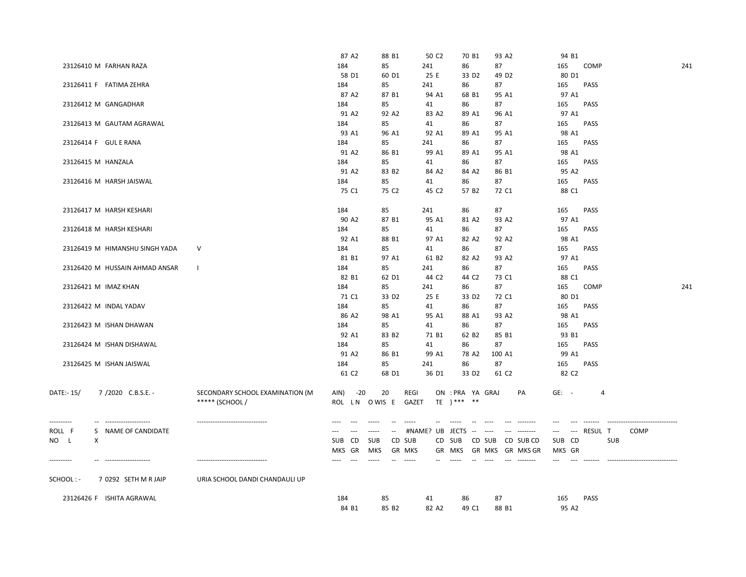| ROLL NO | SX | NAME OF CANDIDATE | | SUB | MKS GR | SUB | MKS GR | SUB | MKS GR | SUB | MKS GR | SUB | MKS GR | SUB | MKS GR | RESULT | COMP SUB |
|---|---|---|---|---|---|---|---|---|---|---|---|---|---|---|---|---|---|
| | | | | | 87 A2 | | 88 B1 | | 50 C2 | | 70 B1 | | 93 A2 | | 94 B1 | | |
| 23126410 | M | FARHAN RAZA | | 184 | 58 D1 | 85 | 60 D1 | 241 | 25 E | 86 | 33 D2 | 87 | 49 D2 | 165 | 80 D1 | COMP | 241 |
| 23126411 | F | FATIMA ZEHRA | | 184 | 87 A2 | 85 | 87 B1 | 241 | 94 A1 | 86 | 68 B1 | 87 | 95 A1 | 165 | 97 A1 | PASS | |
| 23126412 | M | GANGADHAR | | 184 | 91 A2 | 85 | 92 A2 | 41 | 83 A2 | 86 | 89 A1 | 87 | 96 A1 | 165 | 97 A1 | PASS | |
| 23126413 | M | GAUTAM AGRAWAL | | 184 | 93 A1 | 85 | 96 A1 | 41 | 92 A1 | 86 | 89 A1 | 87 | 95 A1 | 165 | 98 A1 | PASS | |
| 23126414 | F | GUL E RANA | | 184 | 91 A2 | 85 | 86 B1 | 241 | 99 A1 | 86 | 89 A1 | 87 | 95 A1 | 165 | 98 A1 | PASS | |
| 23126415 | M | HANZALA | | 184 | 91 A2 | 85 | 83 B2 | 41 | 84 A2 | 86 | 84 A2 | 87 | 86 B1 | 165 | 95 A2 | PASS | |
| 23126416 | M | HARSH JAISWAL | | 184 | 75 C1 | 85 | 75 C2 | 41 | 45 C2 | 86 | 57 B2 | 87 | 72 C1 | 165 | 88 C1 | PASS | |
| 23126417 | M | HARSH KESHARI | | 184 | 90 A2 | 85 | 87 B1 | 241 | 95 A1 | 86 | 81 A2 | 87 | 93 A2 | 165 | 97 A1 | PASS | |
| 23126418 | M | HARSH KESHARI | | 184 | 92 A1 | 85 | 88 B1 | 41 | 97 A1 | 86 | 82 A2 | 87 | 92 A2 | 165 | 98 A1 | PASS | |
| 23126419 | M | HIMANSHU SINGH YADA | V | 184 | 81 B1 | 85 | 97 A1 | 41 | 61 B2 | 86 | 82 A2 | 87 | 93 A2 | 165 | 97 A1 | PASS | |
| 23126420 | M | HUSSAIN AHMAD ANSAR | I | 184 | 82 B1 | 85 | 62 D1 | 241 | 44 C2 | 86 | 44 C2 | 87 | 73 C1 | 165 | 88 C1 | PASS | |
| 23126421 | M | IMAZ KHAN | | 184 | 71 C1 | 85 | 33 D2 | 241 | 25 E | 86 | 33 D2 | 87 | 72 C1 | 165 | 80 D1 | COMP | 241 |
| 23126422 | M | INDAL YADAV | | 184 | 86 A2 | 85 | 98 A1 | 41 | 95 A1 | 86 | 88 A1 | 87 | 93 A2 | 165 | 98 A1 | PASS | |
| 23126423 | M | ISHAN DHAWAN | | 184 | 92 A1 | 85 | 83 B2 | 41 | 71 B1 | 86 | 62 B2 | 87 | 85 B1 | 165 | 93 B1 | PASS | |
| 23126424 | M | ISHAN DISHAWAL | | 184 | 91 A2 | 85 | 86 B1 | 41 | 99 A1 | 86 | 78 A2 | 87 | 100 A1 | 165 | 99 A1 | PASS | |
| 23126425 | M | ISHAN JAISWAL | | 184 | 61 C2 | 85 | 68 D1 | 241 | 36 D1 | 86 | 33 D2 | 87 | 61 C2 | 165 | 82 C2 | PASS | |

DATE:- 15/ 7 /2020 C.B.S.E. - SECONDARY SCHOOL EXAMINATION (MAIN) -2020 REGION : PRAYAGRAJ PAGE: - 4

***** (SCHOOL / ROLL NO WISE GAZETTE ) *** **

SCHOOL : - 70292 SETH M R JAIPURIA SCHOOL DANDI CHANDAULI UP

| ROLL NO | SX | NAME OF CANDIDATE | | SUB | MKS GR | SUB | MKS GR | SUB | MKS GR | SUB | MKS GR | SUB | MKS GR | SUB | MKS GR | RESULT | COMP SUB |
|---|---|---|---|---|---|---|---|---|---|---|---|---|---|---|---|---|---|
| 23126426 | F | ISHITA AGRAWAL | | 184 | 84 B1 | 85 | 85 B2 | 41 | 82 A2 | 86 | 49 C1 | 87 | 88 B1 | 165 | 95 A2 | PASS | |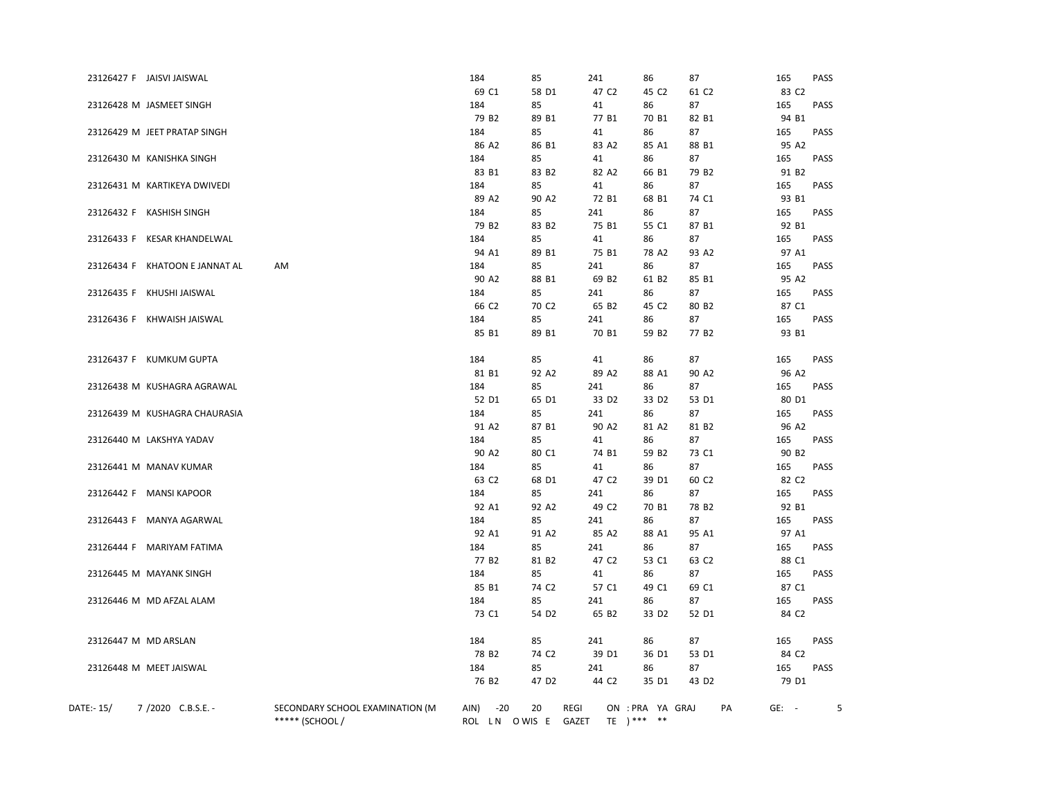| Roll No | Sex | Name | Sub 1 | Sub 2 | Sub 3 | Sub 4 | Sub 5 | Sub 6 | Result |
|---|---|---|---|---|---|---|---|---|---|
| 23126427 | F | JAISVI JAISWAL | 184 | 85 | 241 | 86 | 87 | 165 | PASS |
| | | | 69 C1 | 58 D1 | 47 C2 | 45 C2 | 61 C2 | 83 C2 | |
| 23126428 | M | JASMEET SINGH | 184 | 85 | 41 | 86 | 87 | 165 | PASS |
| | | | 79 B2 | 89 B1 | 77 B1 | 70 B1 | 82 B1 | 94 B1 | |
| 23126429 | M | JEET PRATAP SINGH | 184 | 85 | 41 | 86 | 87 | 165 | PASS |
| | | | 86 A2 | 86 B1 | 83 A2 | 85 A1 | 88 B1 | 95 A2 | |
| 23126430 | M | KANISHKA SINGH | 184 | 85 | 41 | 86 | 87 | 165 | PASS |
| | | | 83 B1 | 83 B2 | 82 A2 | 66 B1 | 79 B2 | 91 B2 | |
| 23126431 | M | KARTIKEYA DWIVEDI | 184 | 85 | 41 | 86 | 87 | 165 | PASS |
| | | | 89 A2 | 90 A2 | 72 B1 | 68 B1 | 74 C1 | 93 B1 | |
| 23126432 | F | KASHISH SINGH | 184 | 85 | 241 | 86 | 87 | 165 | PASS |
| | | | 79 B2 | 83 B2 | 75 B1 | 55 C1 | 87 B1 | 92 B1 | |
| 23126433 | F | KESAR KHANDELWAL | 184 | 85 | 41 | 86 | 87 | 165 | PASS |
| | | | 94 A1 | 89 B1 | 75 B1 | 78 A2 | 93 A2 | 97 A1 | |
| 23126434 | F | KHATOON E JANNAT AL AM | 184 | 85 | 241 | 86 | 87 | 165 | PASS |
| | | | 90 A2 | 88 B1 | 69 B2 | 61 B2 | 85 B1 | 95 A2 | |
| 23126435 | F | KHUSHI JAISWAL | 184 | 85 | 241 | 86 | 87 | 165 | PASS |
| | | | 66 C2 | 70 C2 | 65 B2 | 45 C2 | 80 B2 | 87 C1 | |
| 23126436 | F | KHWAISH JAISWAL | 184 | 85 | 241 | 86 | 87 | 165 | PASS |
| | | | 85 B1 | 89 B1 | 70 B1 | 59 B2 | 77 B2 | 93 B1 | |
| 23126437 | F | KUMKUM GUPTA | 184 | 85 | 41 | 86 | 87 | 165 | PASS |
| | | | 81 B1 | 92 A2 | 89 A2 | 88 A1 | 90 A2 | 96 A2 | |
| 23126438 | M | KUSHAGRA AGRAWAL | 184 | 85 | 241 | 86 | 87 | 165 | PASS |
| | | | 52 D1 | 65 D1 | 33 D2 | 33 D2 | 53 D1 | 80 D1 | |
| 23126439 | M | KUSHAGRA CHAURASIA | 184 | 85 | 241 | 86 | 87 | 165 | PASS |
| | | | 91 A2 | 87 B1 | 90 A2 | 81 A2 | 81 B2 | 96 A2 | |
| 23126440 | M | LAKSHYA YADAV | 184 | 85 | 41 | 86 | 87 | 165 | PASS |
| | | | 90 A2 | 80 C1 | 74 B1 | 59 B2 | 73 C1 | 90 B2 | |
| 23126441 | M | MANAV KUMAR | 184 | 85 | 41 | 86 | 87 | 165 | PASS |
| | | | 63 C2 | 68 D1 | 47 C2 | 39 D1 | 60 C2 | 82 C2 | |
| 23126442 | F | MANSI KAPOOR | 184 | 85 | 241 | 86 | 87 | 165 | PASS |
| | | | 92 A1 | 92 A2 | 49 C2 | 70 B1 | 78 B2 | 92 B1 | |
| 23126443 | F | MANYA AGARWAL | 184 | 85 | 241 | 86 | 87 | 165 | PASS |
| | | | 92 A1 | 91 A2 | 85 A2 | 88 A1 | 95 A1 | 97 A1 | |
| 23126444 | F | MARIYAM FATIMA | 184 | 85 | 241 | 86 | 87 | 165 | PASS |
| | | | 77 B2 | 81 B2 | 47 C2 | 53 C1 | 63 C2 | 88 C1 | |
| 23126445 | M | MAYANK SINGH | 184 | 85 | 41 | 86 | 87 | 165 | PASS |
| | | | 85 B1 | 74 C2 | 57 C1 | 49 C1 | 69 C1 | 87 C1 | |
| 23126446 | M | MD AFZAL ALAM | 184 | 85 | 241 | 86 | 87 | 165 | PASS |
| | | | 73 C1 | 54 D2 | 65 B2 | 33 D2 | 52 D1 | 84 C2 | |
| 23126447 | M | MD ARSLAN | 184 | 85 | 241 | 86 | 87 | 165 | PASS |
| | | | 78 B2 | 74 C2 | 39 D1 | 36 D1 | 53 D1 | 84 C2 | |
| 23126448 | M | MEET JAISWAL | 184 | 85 | 241 | 86 | 87 | 165 | PASS |
| | | | 76 B2 | 47 D2 | 44 C2 | 35 D1 | 43 D2 | 79 D1 | |

DATE:- 15/ 7 /2020 C.B.S.E. - SECONDARY SCHOOL EXAMINATION (M AIN) -20 20 REGI ON : PRA YA GRAJ PA GE: - 5
***** (SCHOOL / ROL L N O WIS E GAZET TE ) *** **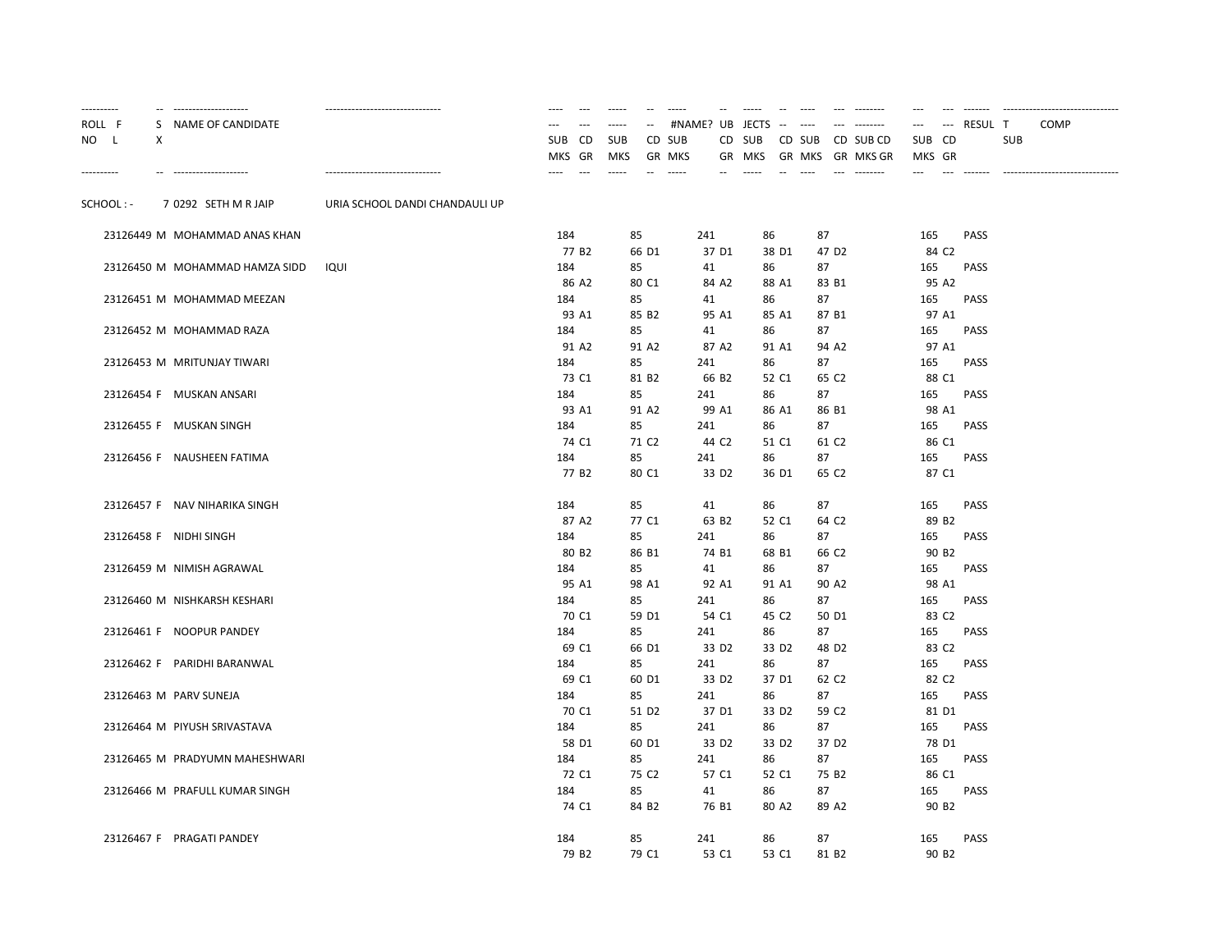| ROLL NO | SX | NAME OF CANDIDATE | | SUB CD | MKS GR | SUB CD | MKS GR | SUB CD | MKS GR | SUB CD | MKS GR | SUB CD | MKS GR | SUB CD | MKS GR | SUB CD | MKS GR | RESULT | COMP SUB |
|---|---|---|---|---|---|---|---|---|---|---|---|---|---|---|---|---|---|---|---|
| SCHOOL : - | | 7 0292 SETH M R JAIP | URIA SCHOOL DANDI CHANDAULI UP | | | | | | | | | | | | | | | | |
| 23126449 | M | MOHAMMAD ANAS KHAN | | 184 | 77 B2 | 85 | 66 D1 | 241 | 37 D1 | 86 | 38 D1 | 87 | 47 D2 | | | 165 | 84 C2 | PASS | |
| 23126450 | M | MOHAMMAD HAMZA SIDD | IQUI | 184 | 86 A2 | 85 | 80 C1 | 41 | 84 A2 | 86 | 88 A1 | 87 | 83 B1 | | | 165 | 95 A2 | PASS | |
| 23126451 | M | MOHAMMAD MEEZAN | | 184 | 93 A1 | 85 | 85 B2 | 41 | 95 A1 | 86 | 85 A1 | 87 | 87 B1 | | | 165 | 97 A1 | PASS | |
| 23126452 | M | MOHAMMAD RAZA | | 184 | 91 A2 | 85 | 91 A2 | 41 | 87 A2 | 86 | 91 A1 | 87 | 94 A2 | | | 165 | 97 A1 | PASS | |
| 23126453 | M | MRITUNJAY TIWARI | | 184 | 73 C1 | 85 | 81 B2 | 241 | 66 B2 | 86 | 52 C1 | 87 | 65 C2 | | | 165 | 88 C1 | PASS | |
| 23126454 | F | MUSKAN ANSARI | | 184 | 93 A1 | 85 | 91 A2 | 241 | 99 A1 | 86 | 86 A1 | 87 | 86 B1 | | | 165 | 98 A1 | PASS | |
| 23126455 | F | MUSKAN SINGH | | 184 | 74 C1 | 85 | 71 C2 | 241 | 44 C2 | 86 | 51 C1 | 87 | 61 C2 | | | 165 | 86 C1 | PASS | |
| 23126456 | F | NAUSHEEN FATIMA | | 184 | 77 B2 | 85 | 80 C1 | 241 | 33 D2 | 86 | 36 D1 | 87 | 65 C2 | | | 165 | 87 C1 | PASS | |
| 23126457 | F | NAV NIHARIKA SINGH | | 184 | 87 A2 | 85 | 77 C1 | 41 | 63 B2 | 86 | 52 C1 | 87 | 64 C2 | | | 165 | 89 B2 | PASS | |
| 23126458 | F | NIDHI SINGH | | 184 | 80 B2 | 85 | 86 B1 | 241 | 74 B1 | 86 | 68 B1 | 87 | 66 C2 | | | 165 | 90 B2 | PASS | |
| 23126459 | M | NIMISH AGRAWAL | | 184 | 95 A1 | 85 | 98 A1 | 41 | 92 A1 | 86 | 91 A1 | 87 | 90 A2 | | | 165 | 98 A1 | PASS | |
| 23126460 | M | NISHKARSH KESHARI | | 184 | 70 C1 | 85 | 59 D1 | 241 | 54 C1 | 86 | 45 C2 | 87 | 50 D1 | | | 165 | 83 C2 | PASS | |
| 23126461 | F | NOOPUR PANDEY | | 184 | 69 C1 | 85 | 66 D1 | 241 | 33 D2 | 86 | 33 D2 | 87 | 48 D2 | | | 165 | 83 C2 | PASS | |
| 23126462 | F | PARIDHI BARANWAL | | 184 | 69 C1 | 85 | 60 D1 | 241 | 33 D2 | 86 | 37 D1 | 87 | 62 C2 | | | 165 | 82 C2 | PASS | |
| 23126463 | M | PARV SUNEJA | | 184 | 70 C1 | 85 | 51 D2 | 241 | 37 D1 | 86 | 33 D2 | 87 | 59 C2 | | | 165 | 81 D1 | PASS | |
| 23126464 | M | PIYUSH SRIVASTAVA | | 184 | 58 D1 | 85 | 60 D1 | 241 | 33 D2 | 86 | 33 D2 | 87 | 37 D2 | | | 165 | 78 D1 | PASS | |
| 23126465 | M | PRADYUMN MAHESHWARI | | 184 | 72 C1 | 85 | 75 C2 | 241 | 57 C1 | 86 | 52 C1 | 87 | 75 B2 | | | 165 | 86 C1 | PASS | |
| 23126466 | M | PRAFULL KUMAR SINGH | | 184 | 74 C1 | 85 | 84 B2 | 41 | 76 B1 | 86 | 80 A2 | 87 | 89 A2 | | | 165 | 90 B2 | PASS | |
| 23126467 | F | PRAGATI PANDEY | | 184 | 79 B2 | 85 | 79 C1 | 241 | 53 C1 | 86 | 53 C1 | 87 | 81 B2 | | | 165 | 90 B2 | PASS | |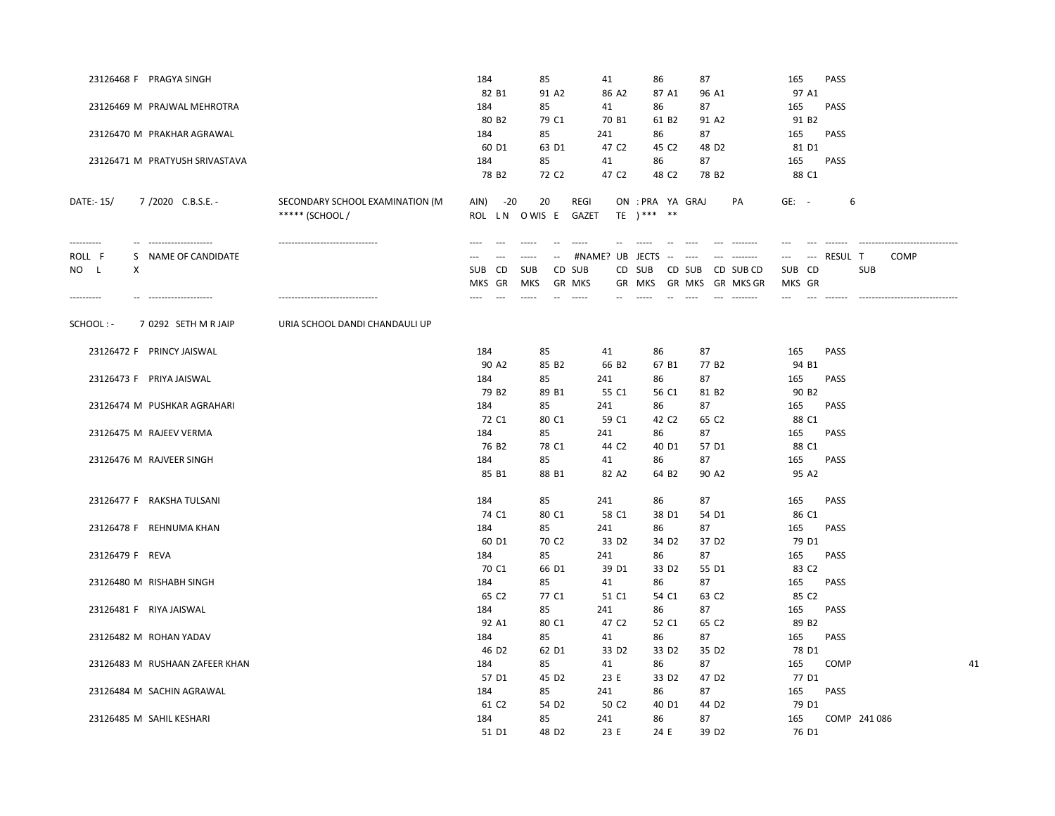| ROLL NO | F/L | NAME OF CANDIDATE | SUB | SUB | SUB | SUB | SUB | SUB | RESULT | COMP SUB |
|---|---|---|---|---|---|---|---|---|---|---|
| 23126468 | F | PRAGYA SINGH | 184 | 85 | 41 | 86 | 87 | 165 | PASS | |
| | | | 82 B1 | 91 A2 | 86 A2 | 87 A1 | 96 A1 | 97 A1 | | |
| 23126469 | M | PRAJWAL MEHROTRA | 184 | 85 | 41 | 86 | 87 | 165 | PASS | |
| | | | 80 B2 | 79 C1 | 70 B1 | 61 B2 | 91 A2 | 91 B2 | | |
| 23126470 | M | PRAKHAR AGRAWAL | 184 | 85 | 241 | 86 | 87 | 165 | PASS | |
| | | | 60 D1 | 63 D1 | 47 C2 | 45 C2 | 48 D2 | 81 D1 | | |
| 23126471 | M | PRATYUSH SRIVASTAVA | 184 | 85 | 41 | 86 | 87 | 165 | PASS | |
| | | | 78 B2 | 72 C2 | 47 C2 | 48 C2 | 78 B2 | 88 C1 | | |

DATE:- 15/ 7 /2020 C.B.S.E. - SECONDARY SCHOOL EXAMINATION (M AIN) -20 20 REGI ON : PRA YA GRAJ PA GE: - 6

***** (SCHOOL / ROL L N O WIS E GAZET TE ) *** **

SCHOOL : - 7 0292 SETH M R JAIP URIA SCHOOL DANDI CHANDAULI UP

| ROLL NO | F/L | NAME OF CANDIDATE | SUB MKS CD GR | SUB MKS CD GR | SUB MKS CD GR | SUB MKS CD GR | SUB MKS CD GR | SUB MKS CD GR | RESULT | COMP SUB |
|---|---|---|---|---|---|---|---|---|---|---|
| 23126472 | F | PRINCY JAISWAL | 184 | 85 | 41 | 86 | 87 | 165 | PASS | |
| | | | 90 A2 | 85 B2 | 66 B2 | 67 B1 | 77 B2 | 94 B1 | | |
| 23126473 | F | PRIYA JAISWAL | 184 | 85 | 241 | 86 | 87 | 165 | PASS | |
| | | | 79 B2 | 89 B1 | 55 C1 | 56 C1 | 81 B2 | 90 B2 | | |
| 23126474 | M | PUSHKAR AGRAHARI | 184 | 85 | 241 | 86 | 87 | 165 | PASS | |
| | | | 72 C1 | 80 C1 | 59 C1 | 42 C2 | 65 C2 | 88 C1 | | |
| 23126475 | M | RAJEEV VERMA | 184 | 85 | 241 | 86 | 87 | 165 | PASS | |
| | | | 76 B2 | 78 C1 | 44 C2 | 40 D1 | 57 D1 | 88 C1 | | |
| 23126476 | M | RAJVEER SINGH | 184 | 85 | 41 | 86 | 87 | 165 | PASS | |
| | | | 85 B1 | 88 B1 | 82 A2 | 64 B2 | 90 A2 | 95 A2 | | |
| 23126477 | F | RAKSHA TULSANI | 184 | 85 | 241 | 86 | 87 | 165 | PASS | |
| | | | 74 C1 | 80 C1 | 58 C1 | 38 D1 | 54 D1 | 86 C1 | | |
| 23126478 | F | REHNUMA KHAN | 184 | 85 | 241 | 86 | 87 | 165 | PASS | |
| | | | 60 D1 | 70 C2 | 33 D2 | 34 D2 | 37 D2 | 79 D1 | | |
| 23126479 | F | REVA | 184 | 85 | 241 | 86 | 87 | 165 | PASS | |
| | | | 70 C1 | 66 D1 | 39 D1 | 33 D2 | 55 D1 | 83 C2 | | |
| 23126480 | M | RISHABH SINGH | 184 | 85 | 41 | 86 | 87 | 165 | PASS | |
| | | | 65 C2 | 77 C1 | 51 C1 | 54 C1 | 63 C2 | 85 C2 | | |
| 23126481 | F | RIYA JAISWAL | 184 | 85 | 241 | 86 | 87 | 165 | PASS | |
| | | | 92 A1 | 80 C1 | 47 C2 | 52 C1 | 65 C2 | 89 B2 | | |
| 23126482 | M | ROHAN YADAV | 184 | 85 | 41 | 86 | 87 | 165 | PASS | |
| | | | 46 D2 | 62 D1 | 33 D2 | 33 D2 | 35 D2 | 78 D1 | | |
| 23126483 | M | RUSHAAN ZAFEER KHAN | 184 | 85 | 41 | 86 | 87 | 165 | COMP | 41 |
| | | | 57 D1 | 45 D2 | 23 E | 33 D2 | 47 D2 | 77 D1 | | |
| 23126484 | M | SACHIN AGRAWAL | 184 | 85 | 241 | 86 | 87 | 165 | PASS | |
| | | | 61 C2 | 54 D2 | 50 C2 | 40 D1 | 44 D2 | 79 D1 | | |
| 23126485 | M | SAHIL KESHARI | 184 | 85 | 241 | 86 | 87 | 165 | COMP 241 086 | |
| | | | 51 D1 | 48 D2 | 23 E | 24 E | 39 D2 | 76 D1 | | |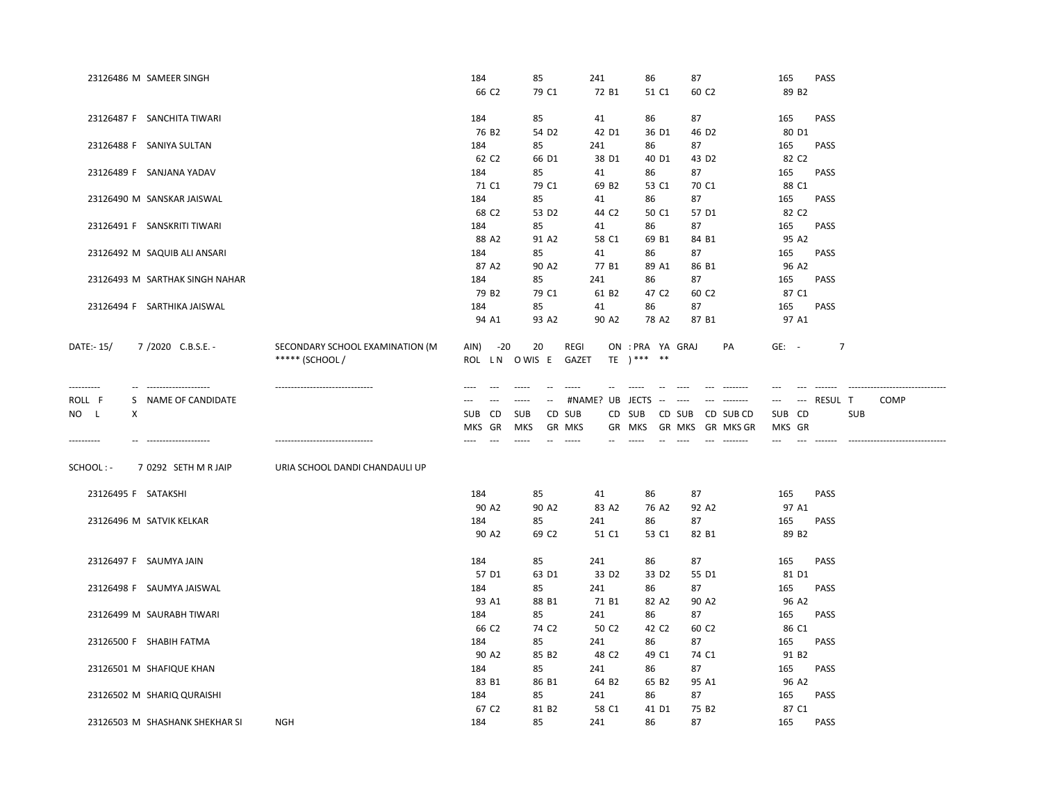| Roll No | Sex | Name of Candidate | | | | | | | Result |
|---|---|---|---|---|---|---|---|---|---|
| 23126486 | M | SAMEER SINGH | 184 | 85 | 241 | 86 | 87 | 165 | PASS |
| | | | 66 C2 | 79 C1 | 72 B1 | 51 C1 | 60 C2 | 89 B2 | |
| 23126487 | F | SANCHITA TIWARI | 184 | 85 | 41 | 86 | 87 | 165 | PASS |
| | | | 76 B2 | 54 D2 | 42 D1 | 36 D1 | 46 D2 | 80 D1 | |
| 23126488 | F | SANIYA SULTAN | 184 | 85 | 241 | 86 | 87 | 165 | PASS |
| | | | 62 C2 | 66 D1 | 38 D1 | 40 D1 | 43 D2 | 82 C2 | |
| 23126489 | F | SANJANA YADAV | 184 | 85 | 41 | 86 | 87 | 165 | PASS |
| | | | 71 C1 | 79 C1 | 69 B2 | 53 C1 | 70 C1 | 88 C1 | |
| 23126490 | M | SANSKAR JAISWAL | 184 | 85 | 41 | 86 | 87 | 165 | PASS |
| | | | 68 C2 | 53 D2 | 44 C2 | 50 C1 | 57 D1 | 82 C2 | |
| 23126491 | F | SANSKRITI TIWARI | 184 | 85 | 41 | 86 | 87 | 165 | PASS |
| | | | 88 A2 | 91 A2 | 58 C1 | 69 B1 | 84 B1 | 95 A2 | |
| 23126492 | M | SAQUIB ALI ANSARI | 184 | 85 | 41 | 86 | 87 | 165 | PASS |
| | | | 87 A2 | 90 A2 | 77 B1 | 89 A1 | 86 B1 | 96 A2 | |
| 23126493 | M | SARTHAK SINGH NAHAR | 184 | 85 | 241 | 86 | 87 | 165 | PASS |
| | | | 79 B2 | 79 C1 | 61 B2 | 47 C2 | 60 C2 | 87 C1 | |
| 23126494 | F | SARTHIKA JAISWAL | 184 | 85 | 41 | 86 | 87 | 165 | PASS |
| | | | 94 A1 | 93 A2 | 90 A2 | 78 A2 | 87 B1 | 97 A1 | |

DATE:- 15/ 7 /2020 C.B.S.E. - SECONDARY SCHOOL EXAMINATION (MAIN) -2020 REGION : PRAYAGRAJ PAGE: - 7
***** (SCHOOL / ROLL NO WISE GAZETTE) *****

| ROLL NO | SX | NAME OF CANDIDATE | SUB MKS | CD GR | SUB MKS | CD GR | SUB MKS | CD GR | SUB MKS | CD GR | SUB MKS | CD GR | SUB MKS | CD GR | RESULT | COMP SUB |
|---|---|---|---|---|---|---|---|---|---|---|---|---|---|---|---|---|

SCHOOL : - 7 0292 SETH M R JAIPURIA SCHOOL DANDI CHANDAULI UP

| Roll No | Sex | Name of Candidate | | | | | | | Result |
|---|---|---|---|---|---|---|---|---|---|
| 23126495 | F | SATAKSHI | 184 | 85 | 41 | 86 | 87 | 165 | PASS |
| | | | 90 A2 | 90 A2 | 83 A2 | 76 A2 | 92 A2 | 97 A1 | |
| 23126496 | M | SATVIK KELKAR | 184 | 85 | 241 | 86 | 87 | 165 | PASS |
| | | | 90 A2 | 69 C2 | 51 C1 | 53 C1 | 82 B1 | 89 B2 | |
| 23126497 | F | SAUMYA JAIN | 184 | 85 | 241 | 86 | 87 | 165 | PASS |
| | | | 57 D1 | 63 D1 | 33 D2 | 33 D2 | 55 D1 | 81 D1 | |
| 23126498 | F | SAUMYA JAISWAL | 184 | 85 | 241 | 86 | 87 | 165 | PASS |
| | | | 93 A1 | 88 B1 | 71 B1 | 82 A2 | 90 A2 | 96 A2 | |
| 23126499 | M | SAURABH TIWARI | 184 | 85 | 241 | 86 | 87 | 165 | PASS |
| | | | 66 C2 | 74 C2 | 50 C2 | 42 C2 | 60 C2 | 86 C1 | |
| 23126500 | F | SHABIH FATMA | 184 | 85 | 241 | 86 | 87 | 165 | PASS |
| | | | 90 A2 | 85 B2 | 48 C2 | 49 C1 | 74 C1 | 91 B2 | |
| 23126501 | M | SHAFIQUE KHAN | 184 | 85 | 241 | 86 | 87 | 165 | PASS |
| | | | 83 B1 | 86 B1 | 64 B2 | 65 B2 | 95 A1 | 96 A2 | |
| 23126502 | M | SHARIQ QURAISHI | 184 | 85 | 241 | 86 | 87 | 165 | PASS |
| | | | 67 C2 | 81 B2 | 58 C1 | 41 D1 | 75 B2 | 87 C1 | |
| 23126503 | M | SHASHANK SHEKHAR SINGH | 184 | 85 | 241 | 86 | 87 | 165 | PASS |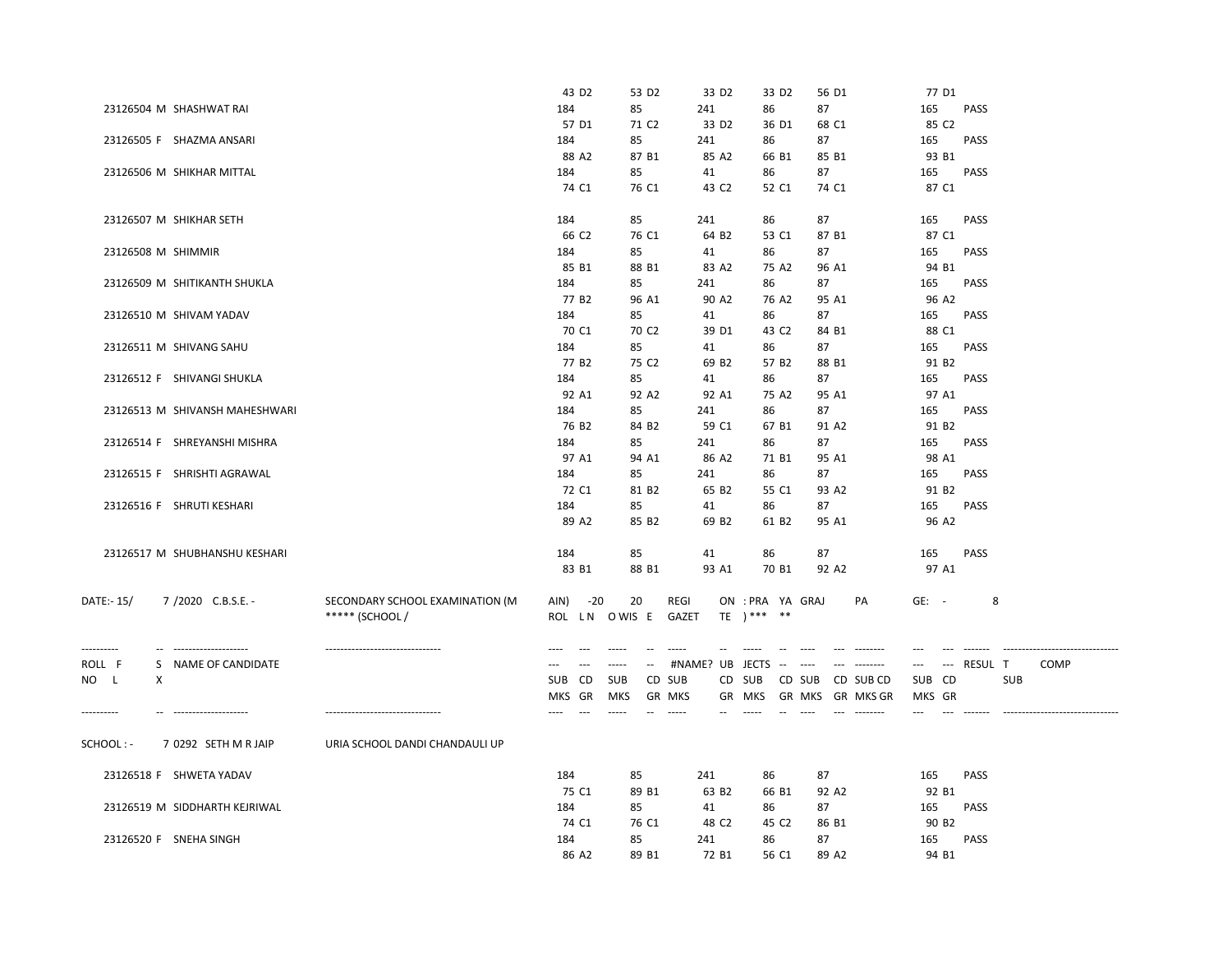| ROLL NO | F/M | NAME OF CANDIDATE | SUB | MKS GR | SUB | MKS GR | SUB | MKS GR | SUB | MKS GR | SUB | MKS GR | SUB | MKS GR | RESULT |
|---|---|---|---|---|---|---|---|---|---|---|---|---|---|---|---|
| | | | | 43 D2 | | 53 D2 | | 33 D2 | | 33 D2 | | 56 D1 | | 77 D1 | |
| 23126504 | M | SHASHWAT RAI | 184 | 57 D1 | 85 | 71 C2 | 241 | 33 D2 | 86 | 36 D1 | 87 | 68 C1 | 165 | 85 C2 | PASS |
| 23126505 | F | SHAZMA ANSARI | 184 | 88 A2 | 85 | 87 B1 | 241 | 85 A2 | 86 | 66 B1 | 87 | 85 B1 | 165 | 93 B1 | PASS |
| 23126506 | M | SHIKHAR MITTAL | 184 | 74 C1 | 85 | 76 C1 | 41 | 43 C2 | 86 | 52 C1 | 87 | 74 C1 | 165 | 87 C1 | PASS |
| 23126507 | M | SHIKHAR SETH | 184 | 66 C2 | 85 | 76 C1 | 241 | 64 B2 | 86 | 53 C1 | 87 | 87 B1 | 165 | 87 C1 | PASS |
| 23126508 | M | SHIMMIR | 184 | 85 B1 | 85 | 88 B1 | 41 | 83 A2 | 86 | 75 A2 | 87 | 96 A1 | 165 | 94 B1 | PASS |
| 23126509 | M | SHITIKANTH SHUKLA | 184 | 77 B2 | 85 | 96 A1 | 241 | 90 A2 | 86 | 76 A2 | 87 | 95 A1 | 165 | 96 A2 | PASS |
| 23126510 | M | SHIVAM YADAV | 184 | 70 C1 | 85 | 70 C2 | 41 | 39 D1 | 86 | 43 C2 | 87 | 84 B1 | 165 | 88 C1 | PASS |
| 23126511 | M | SHIVANG SAHU | 184 | 77 B2 | 85 | 75 C2 | 41 | 69 B2 | 86 | 57 B2 | 87 | 88 B1 | 165 | 91 B2 | PASS |
| 23126512 | F | SHIVANGI SHUKLA | 184 | 92 A1 | 85 | 92 A2 | 41 | 92 A1 | 86 | 75 A2 | 87 | 95 A1 | 165 | 97 A1 | PASS |
| 23126513 | M | SHIVANSH MAHESHWARI | 184 | 76 B2 | 85 | 84 B2 | 241 | 59 C1 | 86 | 67 B1 | 87 | 91 A2 | 165 | 91 B2 | PASS |
| 23126514 | F | SHREYANSHI MISHRA | 184 | 97 A1 | 85 | 94 A1 | 241 | 86 A2 | 86 | 71 B1 | 87 | 95 A1 | 165 | 98 A1 | PASS |
| 23126515 | F | SHRISHTI AGRAWAL | 184 | 72 C1 | 85 | 81 B2 | 241 | 65 B2 | 86 | 55 C1 | 87 | 93 A2 | 165 | 91 B2 | PASS |
| 23126516 | F | SHRUTI KESHARI | 184 | 89 A2 | 85 | 85 B2 | 41 | 69 B2 | 86 | 61 B2 | 87 | 95 A1 | 165 | 96 A2 | PASS |
| 23126517 | M | SHUBHANSHU KESHARI | 184 | 83 B1 | 85 | 88 B1 | 41 | 93 A1 | 86 | 70 B1 | 87 | 92 A2 | 165 | 97 A1 | PASS |

DATE:- 15/ 7 /2020 C.B.S.E. - SECONDARY SCHOOL EXAMINATION (M AIN) -20 20 REGI ON : PRA YA GRAJ PA GE: - 8

***** (SCHOOL / ROL L N O WIS E GAZET TE ) *** **

SCHOOL : - 7 0292 SETH M R JAIP URIA SCHOOL DANDI CHANDAULI UP

| ROLL NO | F/M | NAME OF CANDIDATE | SUB | MKS GR | SUB | MKS GR | SUB | MKS GR | SUB | MKS GR | SUB | MKS GR | SUB | MKS GR | RESULT |
|---|---|---|---|---|---|---|---|---|---|---|---|---|---|---|---|
| 23126518 | F | SHWETA YADAV | 184 | 75 C1 | 85 | 89 B1 | 241 | 63 B2 | 86 | 66 B1 | 87 | 92 A2 | 165 | 92 B1 | PASS |
| 23126519 | M | SIDDHARTH KEJRIWAL | 184 | 74 C1 | 85 | 76 C1 | 41 | 48 C2 | 86 | 45 C2 | 87 | 86 B1 | 165 | 90 B2 | PASS |
| 23126520 | F | SNEHA SINGH | 184 | 86 A2 | 85 | 89 B1 | 241 | 72 B1 | 86 | 56 C1 | 87 | 89 A2 | 165 | 94 B1 | PASS |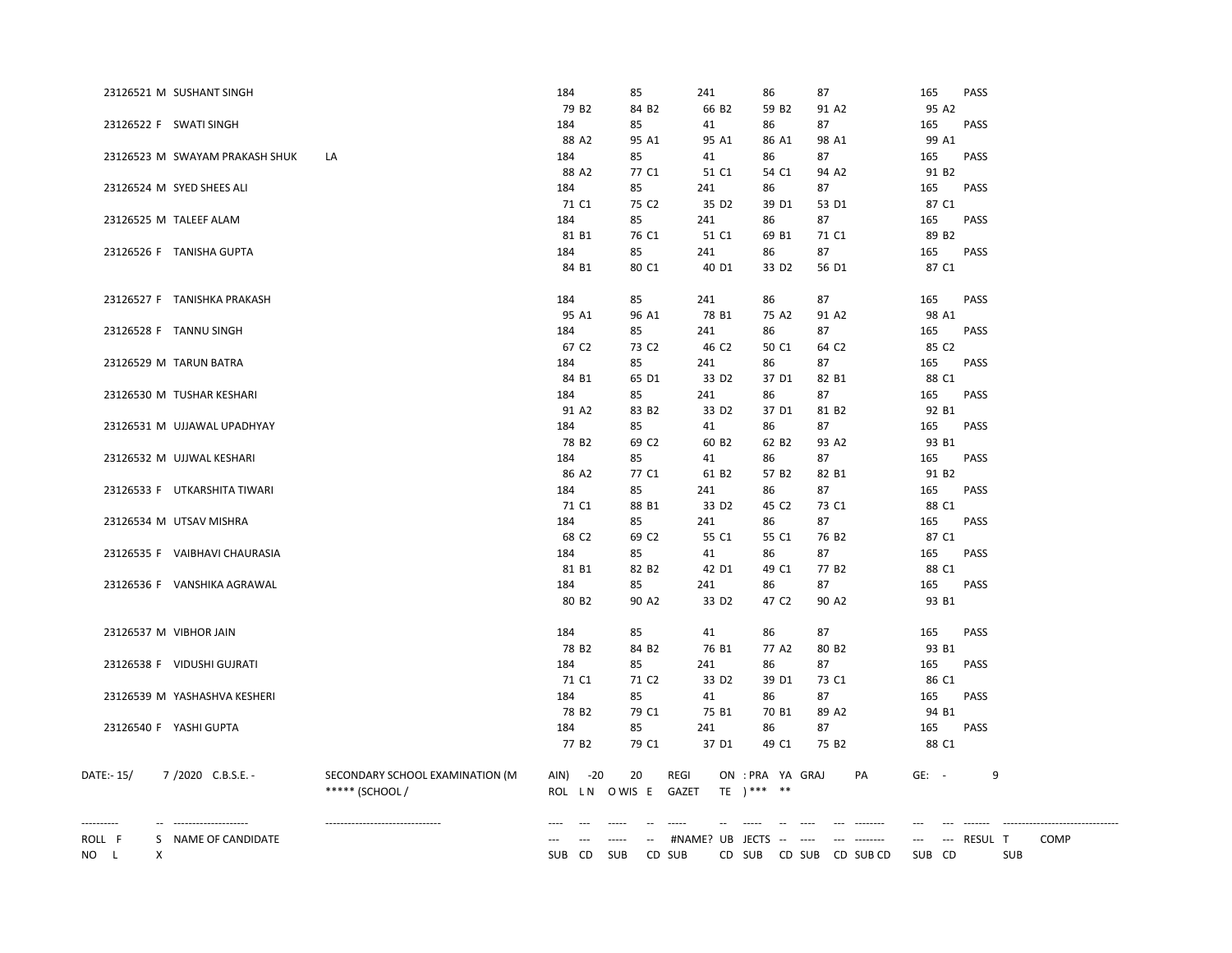| ROLL NO | SEX | NAME OF CANDIDATE | | SUB CD | SUB CD | SUB CD | SUB CD | SUB CD | SUB CD | RESULT | COMP SUB |
|---|---|---|---|---|---|---|---|---|---|---|---|
| 23126521 | M | SUSHANT SINGH | | 184 | 85 | 241 | 86 | 87 | 165 | PASS | |
| | | | | 79 B2 | 84 B2 | 66 B2 | 59 B2 | 91 A2 | 95 A2 | | |
| 23126522 | F | SWATI SINGH | | 184 | 85 | 41 | 86 | 87 | 165 | PASS | |
| | | | | 88 A2 | 95 A1 | 95 A1 | 86 A1 | 98 A1 | 99 A1 | | |
| 23126523 | M | SWAYAM PRAKASH SHUK | LA | 184 | 85 | 41 | 86 | 87 | 165 | PASS | |
| | | | | 88 A2 | 77 C1 | 51 C1 | 54 C1 | 94 A2 | 91 B2 | | |
| 23126524 | M | SYED SHEES ALI | | 184 | 85 | 241 | 86 | 87 | 165 | PASS | |
| | | | | 71 C1 | 75 C2 | 35 D2 | 39 D1 | 53 D1 | 87 C1 | | |
| 23126525 | M | TALEEF ALAM | | 184 | 85 | 241 | 86 | 87 | 165 | PASS | |
| | | | | 81 B1 | 76 C1 | 51 C1 | 69 B1 | 71 C1 | 89 B2 | | |
| 23126526 | F | TANISHA GUPTA | | 184 | 85 | 241 | 86 | 87 | 165 | PASS | |
| | | | | 84 B1 | 80 C1 | 40 D1 | 33 D2 | 56 D1 | 87 C1 | | |
| 23126527 | F | TANISHKA PRAKASH | | 184 | 85 | 241 | 86 | 87 | 165 | PASS | |
| | | | | 95 A1 | 96 A1 | 78 B1 | 75 A2 | 91 A2 | 98 A1 | | |
| 23126528 | F | TANNU SINGH | | 184 | 85 | 241 | 86 | 87 | 165 | PASS | |
| | | | | 67 C2 | 73 C2 | 46 C2 | 50 C1 | 64 C2 | 85 C2 | | |
| 23126529 | M | TARUN BATRA | | 184 | 85 | 241 | 86 | 87 | 165 | PASS | |
| | | | | 84 B1 | 65 D1 | 33 D2 | 37 D1 | 82 B1 | 88 C1 | | |
| 23126530 | M | TUSHAR KESHARI | | 184 | 85 | 241 | 86 | 87 | 165 | PASS | |
| | | | | 91 A2 | 83 B2 | 33 D2 | 37 D1 | 81 B2 | 92 B1 | | |
| 23126531 | M | UJJAWAL UPADHYAY | | 184 | 85 | 41 | 86 | 87 | 165 | PASS | |
| | | | | 78 B2 | 69 C2 | 60 B2 | 62 B2 | 93 A2 | 93 B1 | | |
| 23126532 | M | UJJWAL KESHARI | | 184 | 85 | 41 | 86 | 87 | 165 | PASS | |
| | | | | 86 A2 | 77 C1 | 61 B2 | 57 B2 | 82 B1 | 91 B2 | | |
| 23126533 | F | UTKARSHITA TIWARI | | 184 | 85 | 241 | 86 | 87 | 165 | PASS | |
| | | | | 71 C1 | 88 B1 | 33 D2 | 45 C2 | 73 C1 | 88 C1 | | |
| 23126534 | M | UTSAV MISHRA | | 184 | 85 | 241 | 86 | 87 | 165 | PASS | |
| | | | | 68 C2 | 69 C2 | 55 C1 | 55 C1 | 76 B2 | 87 C1 | | |
| 23126535 | F | VAIBHAVI CHAURASIA | | 184 | 85 | 41 | 86 | 87 | 165 | PASS | |
| | | | | 81 B1 | 82 B2 | 42 D1 | 49 C1 | 77 B2 | 88 C1 | | |
| 23126536 | F | VANSHIKA AGRAWAL | | 184 | 85 | 241 | 86 | 87 | 165 | PASS | |
| | | | | 80 B2 | 90 A2 | 33 D2 | 47 C2 | 90 A2 | 93 B1 | | |
| 23126537 | M | VIBHOR JAIN | | 184 | 85 | 41 | 86 | 87 | 165 | PASS | |
| | | | | 78 B2 | 84 B2 | 76 B1 | 77 A2 | 80 B2 | 93 B1 | | |
| 23126538 | F | VIDUSHI GUJRATI | | 184 | 85 | 241 | 86 | 87 | 165 | PASS | |
| | | | | 71 C1 | 71 C2 | 33 D2 | 39 D1 | 73 C1 | 86 C1 | | |
| 23126539 | M | YASHASHVA KESHERI | | 184 | 85 | 41 | 86 | 87 | 165 | PASS | |
| | | | | 78 B2 | 79 C1 | 75 B1 | 70 B1 | 89 A2 | 94 B1 | | |
| 23126540 | F | YASHI GUPTA | | 184 | 85 | 241 | 86 | 87 | 165 | PASS | |
| | | | | 77 B2 | 79 C1 | 37 D1 | 49 C1 | 75 B2 | 88 C1 | | |

DATE:- 15/ 7 /2020 C.B.S.E. - SECONDARY SCHOOL EXAMINATION (M AIN) -20 20 REGI ON : PRA YA GRAJ PA GE: - 9

***** (SCHOOL / ROL L N O WIS E GAZET TE ) *** **

---------- -- -------------------- ------------------------------ ---- --- ----- -- ----- -- ----- -- ---- --- -------- --- --- ------- -------------------------------

ROLL F S NAME OF CANDIDATE --- --- ----- -- #NAME? UB JECTS -- ---- --- -------- --- --- RESUL T COMP

NO L X SUB CD SUB CD SUB CD SUB CD SUB CD SUB CD SUB CD SUB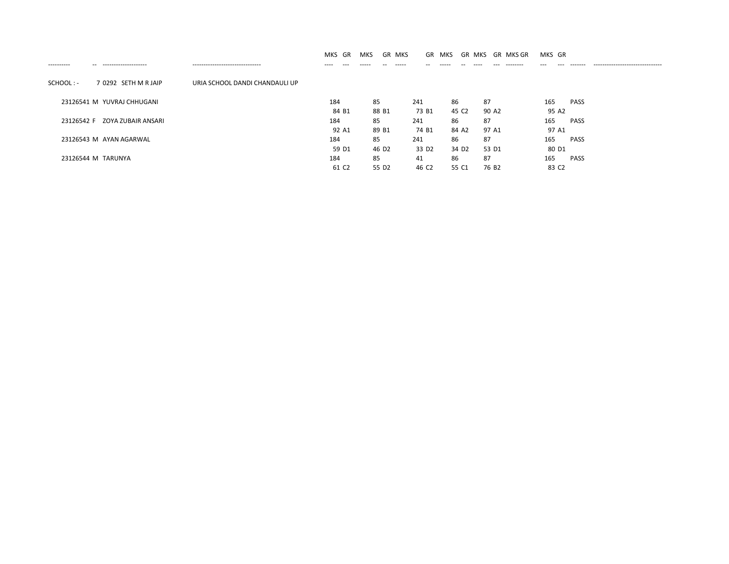| | | | MKS | GR | MKS | GR | MKS | GR | MKS | GR | MKS | GR | MKS | GR | MKS | GR | | |
|---|---|---|---|---|---|---|---|---|---|---|---|---|---|---|---|---|---|---|
| ---------- | -- | -------------------- | ------------------------------ | ---- | --- | ----- | -- | ----- | -- | ----- | -- | ---- | --- | -------- | --- | --- | ------- | ------------------------------ |

SCHOOL : - 7 0292 SETH M R JAIPURIA SCHOOL DANDI CHANDAULI UP

| | | | | | | | | | | | | | |
|---|---|---|---|---|---|---|---|---|---|---|---|---|---|
| 23126541 | M | YUVRAJ CHHUGANI | 184 | | 85 | | 241 | | 86 | | 87 | | 165 | | PASS |
| | | | 84 | B1 | 88 | B1 | 73 | B1 | 45 | C2 | 90 | A2 | 95 | A2 | |
| 23126542 | F | ZOYA ZUBAIR ANSARI | 184 | | 85 | | 241 | | 86 | | 87 | | 165 | | PASS |
| | | | 92 | A1 | 89 | B1 | 74 | B1 | 84 | A2 | 97 | A1 | 97 | A1 | |
| 23126543 | M | AYAN AGARWAL | 184 | | 85 | | 241 | | 86 | | 87 | | 165 | | PASS |
| | | | 59 | D1 | 46 | D2 | 33 | D2 | 34 | D2 | 53 | D1 | 80 | D1 | |
| 23126544 | M | TARUNYA | 184 | | 85 | | 41 | | 86 | | 87 | | 165 | | PASS |
| | | | 61 | C2 | 55 | D2 | 46 | C2 | 55 | C1 | 76 | B2 | 83 | C2 | |